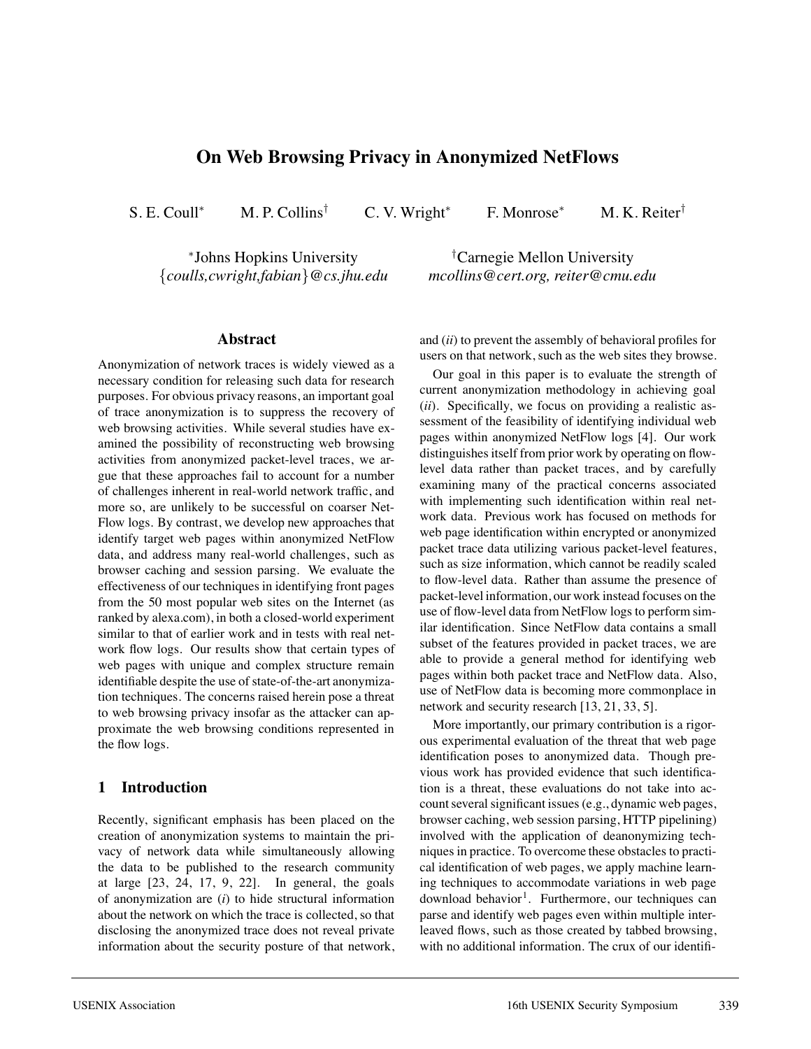# On Web Browsing Privacy in Anonymized NetFlows

S. E. Coull[*] M. P. Collins[†] C. V. Wright[*] F. Monrose[*] M. K. Reiter[†]

[*]Johns Hopkins University
{coulls,cwright,fabian}@cs.jhu.edu

[†]Carnegie Mellon University
mcollins@cert.org, reiter@cmu.edu

## Abstract

Anonymization of network traces is widely viewed as a necessary condition for releasing such data for research purposes. For obvious privacy reasons, an important goal of trace anonymization is to suppress the recovery of web browsing activities. While several studies have examined the possibility of reconstructing web browsing activities from anonymized packet-level traces, we argue that these approaches fail to account for a number of challenges inherent in real-world network traffic, and more so, are unlikely to be successful on coarser NetFlow logs. By contrast, we develop new approaches that identify target web pages within anonymized NetFlow data, and address many real-world challenges, such as browser caching and session parsing. We evaluate the effectiveness of our techniques in identifying front pages from the 50 most popular web sites on the Internet (as ranked by alexa.com), in both a closed-world experiment similar to that of earlier work and in tests with real network flow logs. Our results show that certain types of web pages with unique and complex structure remain identifiable despite the use of state-of-the-art anonymization techniques. The concerns raised herein pose a threat to web browsing privacy insofar as the attacker can approximate the web browsing conditions represented in the flow logs.

## 1 Introduction

Recently, significant emphasis has been placed on the creation of anonymization systems to maintain the privacy of network data while simultaneously allowing the data to be published to the research community at large [23, 24, 17, 9, 22]. In general, the goals of anonymization are (*i*) to hide structural information about the network on which the trace is collected, so that disclosing the anonymized trace does not reveal private information about the security posture of that network, and (*ii*) to prevent the assembly of behavioral profiles for users on that network, such as the web sites they browse.

Our goal in this paper is to evaluate the strength of current anonymization methodology in achieving goal (*ii*). Specifically, we focus on providing a realistic assessment of the feasibility of identifying individual web pages within anonymized NetFlow logs [4]. Our work distinguishes itself from prior work by operating on flow-level data rather than packet traces, and by carefully examining many of the practical concerns associated with implementing such identification within real network data. Previous work has focused on methods for web page identification within encrypted or anonymized packet trace data utilizing various packet-level features, such as size information, which cannot be readily scaled to flow-level data. Rather than assume the presence of packet-level information, our work instead focuses on the use of flow-level data from NetFlow logs to perform similar identification. Since NetFlow data contains a small subset of the features provided in packet traces, we are able to provide a general method for identifying web pages within both packet trace and NetFlow data. Also, use of NetFlow data is becoming more commonplace in network and security research [13, 21, 33, 5].

More importantly, our primary contribution is a rigorous experimental evaluation of the threat that web page identification poses to anonymized data. Though previous work has provided evidence that such identification is a threat, these evaluations do not take into account several significant issues (e.g., dynamic web pages, browser caching, web session parsing, HTTP pipelining) involved with the application of deanonymizing techniques in practice. To overcome these obstacles to practical identification of web pages, we apply machine learning techniques to accommodate variations in web page download behavior[1]. Furthermore, our techniques can parse and identify web pages even within multiple interleaved flows, such as those created by tabbed browsing, with no additional information. The crux of our identifi-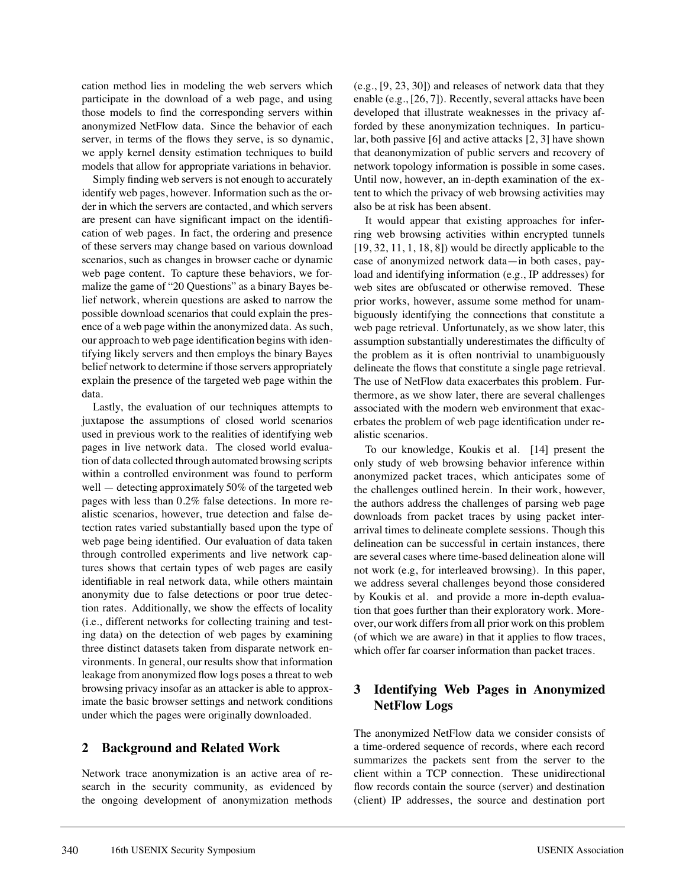cation method lies in modeling the web servers which participate in the download of a web page, and using those models to find the corresponding servers within anonymized NetFlow data. Since the behavior of each server, in terms of the flows they serve, is so dynamic, we apply kernel density estimation techniques to build models that allow for appropriate variations in behavior.

Simply finding web servers is not enough to accurately identify web pages, however. Information such as the order in which the servers are contacted, and which servers are present can have significant impact on the identification of web pages. In fact, the ordering and presence of these servers may change based on various download scenarios, such as changes in browser cache or dynamic web page content. To capture these behaviors, we formalize the game of "20 Questions" as a binary Bayes belief network, wherein questions are asked to narrow the possible download scenarios that could explain the presence of a web page within the anonymized data. As such, our approach to web page identification begins with identifying likely servers and then employs the binary Bayes belief network to determine if those servers appropriately explain the presence of the targeted web page within the data.

Lastly, the evaluation of our techniques attempts to juxtapose the assumptions of closed world scenarios used in previous work to the realities of identifying web pages in live network data. The closed world evaluation of data collected through automated browsing scripts within a controlled environment was found to perform well — detecting approximately 50% of the targeted web pages with less than 0.2% false detections. In more realistic scenarios, however, true detection and false detection rates varied substantially based upon the type of web page being identified. Our evaluation of data taken through controlled experiments and live network captures shows that certain types of web pages are easily identifiable in real network data, while others maintain anonymity due to false detections or poor true detection rates. Additionally, we show the effects of locality (i.e., different networks for collecting training and testing data) on the detection of web pages by examining three distinct datasets taken from disparate network environments. In general, our results show that information leakage from anonymized flow logs poses a threat to web browsing privacy insofar as an attacker is able to approximate the basic browser settings and network conditions under which the pages were originally downloaded.

## 2 Background and Related Work

Network trace anonymization is an active area of research in the security community, as evidenced by the ongoing development of anonymization methods (e.g., [9, 23, 30]) and releases of network data that they enable (e.g., [26, 7]). Recently, several attacks have been developed that illustrate weaknesses in the privacy afforded by these anonymization techniques. In particular, both passive [6] and active attacks [2, 3] have shown that deanonymization of public servers and recovery of network topology information is possible in some cases. Until now, however, an in-depth examination of the extent to which the privacy of web browsing activities may also be at risk has been absent.

It would appear that existing approaches for inferring web browsing activities within encrypted tunnels [19, 32, 11, 1, 18, 8]) would be directly applicable to the case of anonymized network data—in both cases, payload and identifying information (e.g., IP addresses) for web sites are obfuscated or otherwise removed. These prior works, however, assume some method for unambiguously identifying the connections that constitute a web page retrieval. Unfortunately, as we show later, this assumption substantially underestimates the difficulty of the problem as it is often nontrivial to unambiguously delineate the flows that constitute a single page retrieval. The use of NetFlow data exacerbates this problem. Furthermore, as we show later, there are several challenges associated with the modern web environment that exacerbates the problem of web page identification under realistic scenarios.

To our knowledge, Koukis et al. [14] present the only study of web browsing behavior inference within anonymized packet traces, which anticipates some of the challenges outlined herein. In their work, however, the authors address the challenges of parsing web page downloads from packet traces by using packet interarrival times to delineate complete sessions. Though this delineation can be successful in certain instances, there are several cases where time-based delineation alone will not work (e.g, for interleaved browsing). In this paper, we address several challenges beyond those considered by Koukis et al. and provide a more in-depth evaluation that goes further than their exploratory work. Moreover, our work differs from all prior work on this problem (of which we are aware) in that it applies to flow traces, which offer far coarser information than packet traces.

## 3 Identifying Web Pages in Anonymized NetFlow Logs

The anonymized NetFlow data we consider consists of a time-ordered sequence of records, where each record summarizes the packets sent from the server to the client within a TCP connection. These unidirectional flow records contain the source (server) and destination (client) IP addresses, the source and destination port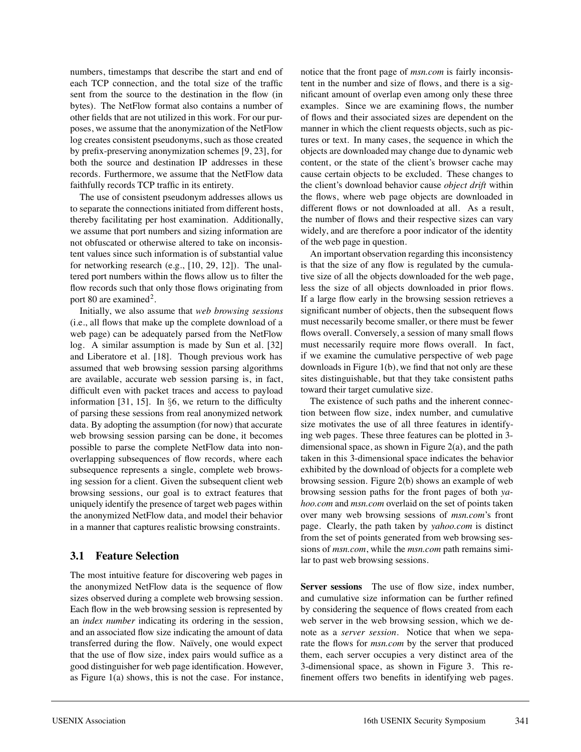numbers, timestamps that describe the start and end of each TCP connection, and the total size of the traffic sent from the source to the destination in the flow (in bytes). The NetFlow format also contains a number of other fields that are not utilized in this work. For our purposes, we assume that the anonymization of the NetFlow log creates consistent pseudonyms, such as those created by prefix-preserving anonymization schemes [9, 23], for both the source and destination IP addresses in these records. Furthermore, we assume that the NetFlow data faithfully records TCP traffic in its entirety.

The use of consistent pseudonym addresses allows us to separate the connections initiated from different hosts, thereby facilitating per host examination. Additionally, we assume that port numbers and sizing information are not obfuscated or otherwise altered to take on inconsistent values since such information is of substantial value for networking research (e.g., [10, 29, 12]). The unaltered port numbers within the flows allow us to filter the flow records such that only those flows originating from port 80 are examined[2].

Initially, we also assume that *web browsing sessions* (i.e., all flows that make up the complete download of a web page) can be adequately parsed from the NetFlow log. A similar assumption is made by Sun et al. [32] and Liberatore et al. [18]. Though previous work has assumed that web browsing session parsing algorithms are available, accurate web session parsing is, in fact, difficult even with packet traces and access to payload information [31, 15]. In §6, we return to the difficulty of parsing these sessions from real anonymized network data. By adopting the assumption (for now) that accurate web browsing session parsing can be done, it becomes possible to parse the complete NetFlow data into non-overlapping subsequences of flow records, where each subsequence represents a single, complete web browsing session for a client. Given the subsequent client web browsing sessions, our goal is to extract features that uniquely identify the presence of target web pages within the anonymized NetFlow data, and model their behavior in a manner that captures realistic browsing constraints.

## 3.1 Feature Selection

The most intuitive feature for discovering web pages in the anonymized NetFlow data is the sequence of flow sizes observed during a complete web browsing session. Each flow in the web browsing session is represented by an *index number* indicating its ordering in the session, and an associated flow size indicating the amount of data transferred during the flow. Naïvely, one would expect that the use of flow size, index pairs would suffice as a good distinguisher for web page identification. However, as Figure 1(a) shows, this is not the case. For instance, notice that the front page of *msn.com* is fairly inconsistent in the number and size of flows, and there is a significant amount of overlap even among only these three examples. Since we are examining flows, the number of flows and their associated sizes are dependent on the manner in which the client requests objects, such as pictures or text. In many cases, the sequence in which the objects are downloaded may change due to dynamic web content, or the state of the client's browser cache may cause certain objects to be excluded. These changes to the client's download behavior cause *object drift* within the flows, where web page objects are downloaded in different flows or not downloaded at all. As a result, the number of flows and their respective sizes can vary widely, and are therefore a poor indicator of the identity of the web page in question.

An important observation regarding this inconsistency is that the size of any flow is regulated by the cumulative size of all the objects downloaded for the web page, less the size of all objects downloaded in prior flows. If a large flow early in the browsing session retrieves a significant number of objects, then the subsequent flows must necessarily become smaller, or there must be fewer flows overall. Conversely, a session of many small flows must necessarily require more flows overall. In fact, if we examine the cumulative perspective of web page downloads in Figure 1(b), we find that not only are these sites distinguishable, but that they take consistent paths toward their target cumulative size.

The existence of such paths and the inherent connection between flow size, index number, and cumulative size motivates the use of all three features in identifying web pages. These three features can be plotted in 3-dimensional space, as shown in Figure 2(a), and the path taken in this 3-dimensional space indicates the behavior exhibited by the download of objects for a complete web browsing session. Figure 2(b) shows an example of web browsing session paths for the front pages of both *yahoo.com* and *msn.com* overlaid on the set of points taken over many web browsing sessions of *msn.com*'s front page. Clearly, the path taken by *yahoo.com* is distinct from the set of points generated from web browsing sessions of *msn.com*, while the *msn.com* path remains similar to past web browsing sessions.

**Server sessions** The use of flow size, index number, and cumulative size information can be further refined by considering the sequence of flows created from each web server in the web browsing session, which we denote as a *server session*. Notice that when we separate the flows for *msn.com* by the server that produced them, each server occupies a very distinct area of the 3-dimensional space, as shown in Figure 3. This refinement offers two benefits in identifying web pages.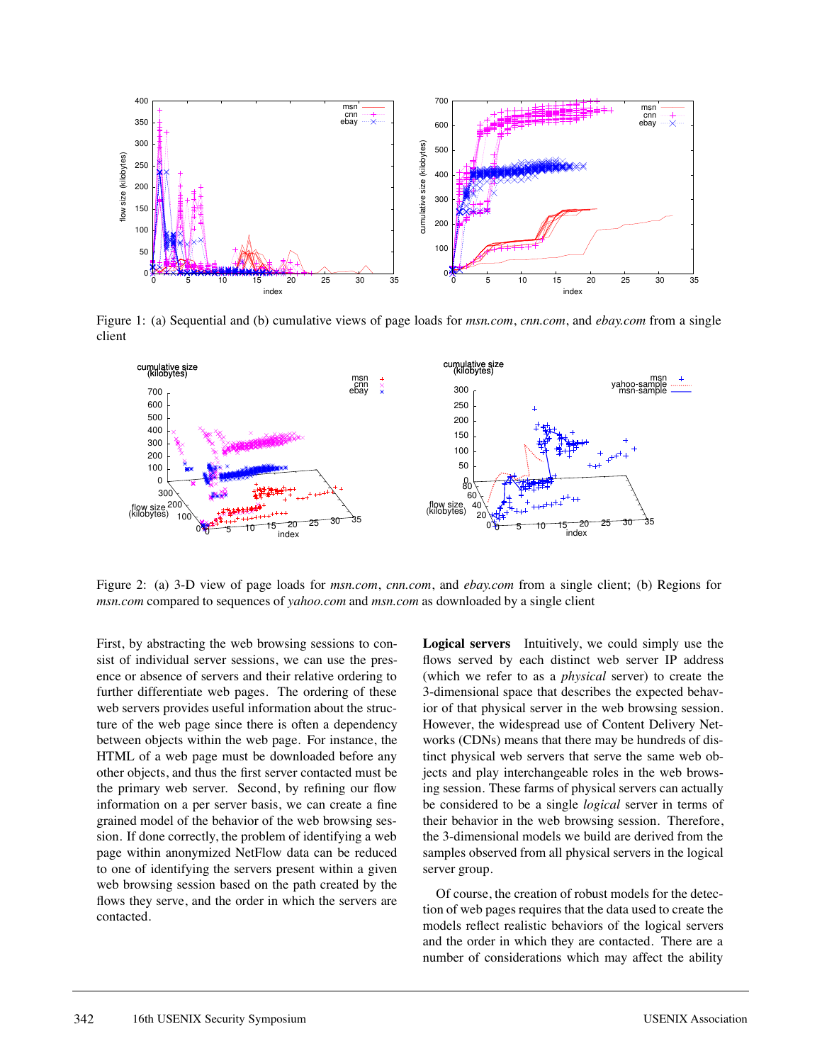Figure 1: (a) Sequential and (b) cumulative views of page loads for *msn.com*, *cnn.com*, and *ebay.com* from a single client

Figure 2: (a) 3-D view of page loads for *msn.com*, *cnn.com*, and *ebay.com* from a single client; (b) Regions for *msn.com* compared to sequences of *yahoo.com* and *msn.com* as downloaded by a single client

First, by abstracting the web browsing sessions to consist of individual server sessions, we can use the presence or absence of servers and their relative ordering to further differentiate web pages. The ordering of these web servers provides useful information about the structure of the web page since there is often a dependency between objects within the web page. For instance, the HTML of a web page must be downloaded before any other objects, and thus the first server contacted must be the primary web server. Second, by refining our flow information on a per server basis, we can create a fine grained model of the behavior of the web browsing session. If done correctly, the problem of identifying a web page within anonymized NetFlow data can be reduced to one of identifying the servers present within a given web browsing session based on the path created by the flows they serve, and the order in which the servers are contacted.

**Logical servers** Intuitively, we could simply use the flows served by each distinct web server IP address (which we refer to as a *physical* server) to create the 3-dimensional space that describes the expected behavior of that physical server in the web browsing session. However, the widespread use of Content Delivery Networks (CDNs) means that there may be hundreds of distinct physical web servers that serve the same web objects and play interchangeable roles in the web browsing session. These farms of physical servers can actually be considered to be a single *logical* server in terms of their behavior in the web browsing session. Therefore, the 3-dimensional models we build are derived from the samples observed from all physical servers in the logical server group.

Of course, the creation of robust models for the detection of web pages requires that the data used to create the models reflect realistic behaviors of the logical servers and the order in which they are contacted. There are a number of considerations which may affect the ability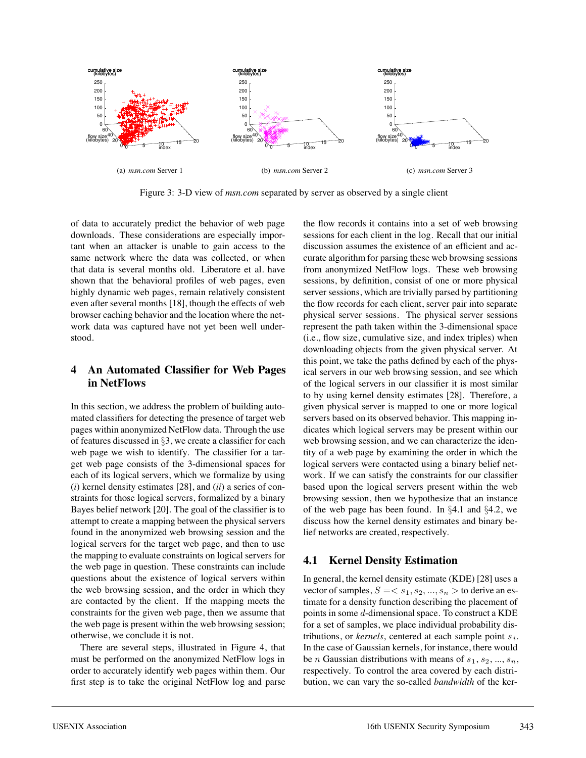(a) *msn.com* Server 1

(b) *msn.com* Server 2

(c) *msn.com* Server 3

Figure 3: 3-D view of *msn.com* separated by server as observed by a single client

of data to accurately predict the behavior of web page downloads. These considerations are especially important when an attacker is unable to gain access to the same network where the data was collected, or when that data is several months old. Liberatore et al. have shown that the behavioral profiles of web pages, even highly dynamic web pages, remain relatively consistent even after several months [18], though the effects of web browser caching behavior and the location where the network data was captured have not yet been well understood.

## 4 An Automated Classifier for Web Pages in NetFlows

In this section, we address the problem of building automated classifiers for detecting the presence of target web pages within anonymized NetFlow data. Through the use of features discussed in §3, we create a classifier for each web page we wish to identify. The classifier for a target web page consists of the 3-dimensional spaces for each of its logical servers, which we formalize by using (*i*) kernel density estimates [28], and (*ii*) a series of constraints for those logical servers, formalized by a binary Bayes belief network [20]. The goal of the classifier is to attempt to create a mapping between the physical servers found in the anonymized web browsing session and the logical servers for the target web page, and then to use the mapping to evaluate constraints on logical servers for the web page in question. These constraints can include questions about the existence of logical servers within the web browsing session, and the order in which they are contacted by the client. If the mapping meets the constraints for the given web page, then we assume that the web page is present within the web browsing session; otherwise, we conclude it is not.

There are several steps, illustrated in Figure 4, that must be performed on the anonymized NetFlow logs in order to accurately identify web pages within them. Our first step is to take the original NetFlow log and parse the flow records it contains into a set of web browsing sessions for each client in the log. Recall that our initial discussion assumes the existence of an efficient and accurate algorithm for parsing these web browsing sessions from anonymized NetFlow logs. These web browsing sessions, by definition, consist of one or more physical server sessions, which are trivially parsed by partitioning the flow records for each client, server pair into separate physical server sessions. The physical server sessions represent the path taken within the 3-dimensional space (i.e., flow size, cumulative size, and index triples) when downloading objects from the given physical server. At this point, we take the paths defined by each of the physical servers in our web browsing session, and see which of the logical servers in our classifier it is most similar to by using kernel density estimates [28]. Therefore, a given physical server is mapped to one or more logical servers based on its observed behavior. This mapping indicates which logical servers may be present within our web browsing session, and we can characterize the identity of a web page by examining the order in which the logical servers were contacted using a binary belief network. If we can satisfy the constraints for our classifier based upon the logical servers present within the web browsing session, then we hypothesize that an instance of the web page has been found. In §4.1 and §4.2, we discuss how the kernel density estimates and binary belief networks are created, respectively.

### 4.1 Kernel Density Estimation

In general, the kernel density estimate (KDE) [28] uses a vector of samples, $S = < s_1, s_2, ..., s_n >$ to derive an estimate for a density function describing the placement of points in some $d$-dimensional space. To construct a KDE for a set of samples, we place individual probability distributions, or *kernels*, centered at each sample point $s_i$. In the case of Gaussian kernels, for instance, there would be $n$ Gaussian distributions with means of $s_1, s_2, ..., s_n$, respectively. To control the area covered by each distribution, we can vary the so-called *bandwidth* of the ker-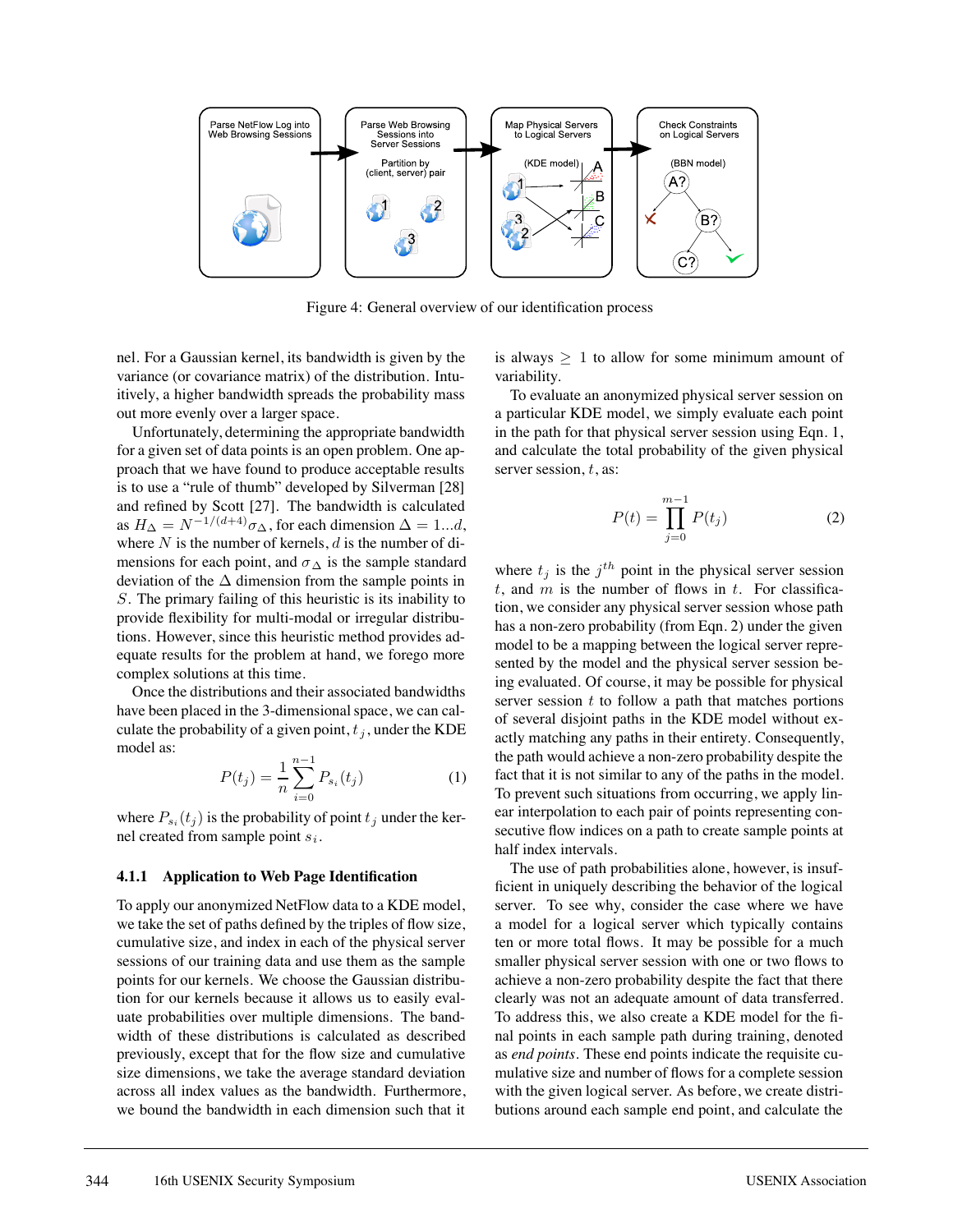Figure 4: General overview of our identification process

nel. For a Gaussian kernel, its bandwidth is given by the variance (or covariance matrix) of the distribution. Intuitively, a higher bandwidth spreads the probability mass out more evenly over a larger space.

Unfortunately, determining the appropriate bandwidth for a given set of data points is an open problem. One approach that we have found to produce acceptable results is to use a "rule of thumb" developed by Silverman [28] and refined by Scott [27]. The bandwidth is calculated as $H_\Delta = N^{-1/(d+4)}\sigma_\Delta$, for each dimension $\Delta = 1...d$, where $N$ is the number of kernels, $d$ is the number of dimensions for each point, and $\sigma_\Delta$ is the sample standard deviation of the $\Delta$ dimension from the sample points in $S$. The primary failing of this heuristic is its inability to provide flexibility for multi-modal or irregular distributions. However, since this heuristic method provides adequate results for the problem at hand, we forego more complex solutions at this time.

Once the distributions and their associated bandwidths have been placed in the 3-dimensional space, we can calculate the probability of a given point, $t_j$, under the KDE model as:

$$P(t_j) = \frac{1}{n}\sum_{i=0}^{n-1} P_{s_i}(t_j) \tag{1}$$

where $P_{s_i}(t_j)$ is the probability of point $t_j$ under the kernel created from sample point $s_i$.

### 4.1.1 Application to Web Page Identification

To apply our anonymized NetFlow data to a KDE model, we take the set of paths defined by the triples of flow size, cumulative size, and index in each of the physical server sessions of our training data and use them as the sample points for our kernels. We choose the Gaussian distribution for our kernels because it allows us to easily evaluate probabilities over multiple dimensions. The bandwidth of these distributions is calculated as described previously, except that for the flow size and cumulative size dimensions, we take the average standard deviation across all index values as the bandwidth. Furthermore, we bound the bandwidth in each dimension such that it is always $\geq 1$ to allow for some minimum amount of variability.

To evaluate an anonymized physical server session on a particular KDE model, we simply evaluate each point in the path for that physical server session using Eqn. 1, and calculate the total probability of the given physical server session, $t$, as:

$$P(t) = \prod_{j=0}^{m-1} P(t_j) \tag{2}$$

where $t_j$ is the $j^{th}$ point in the physical server session $t$, and $m$ is the number of flows in $t$. For classification, we consider any physical server session whose path has a non-zero probability (from Eqn. 2) under the given model to be a mapping between the logical server represented by the model and the physical server session being evaluated. Of course, it may be possible for physical server session $t$ to follow a path that matches portions of several disjoint paths in the KDE model without exactly matching any paths in their entirety. Consequently, the path would achieve a non-zero probability despite the fact that it is not similar to any of the paths in the model. To prevent such situations from occurring, we apply linear interpolation to each pair of points representing consecutive flow indices on a path to create sample points at half index intervals.

The use of path probabilities alone, however, is insufficient in uniquely describing the behavior of the logical server. To see why, consider the case where we have a model for a logical server which typically contains ten or more total flows. It may be possible for a much smaller physical server session with one or two flows to achieve a non-zero probability despite the fact that there clearly was not an adequate amount of data transferred. To address this, we also create a KDE model for the final points in each sample path during training, denoted as *end points*. These end points indicate the requisite cumulative size and number of flows for a complete session with the given logical server. As before, we create distributions around each sample end point, and calculate the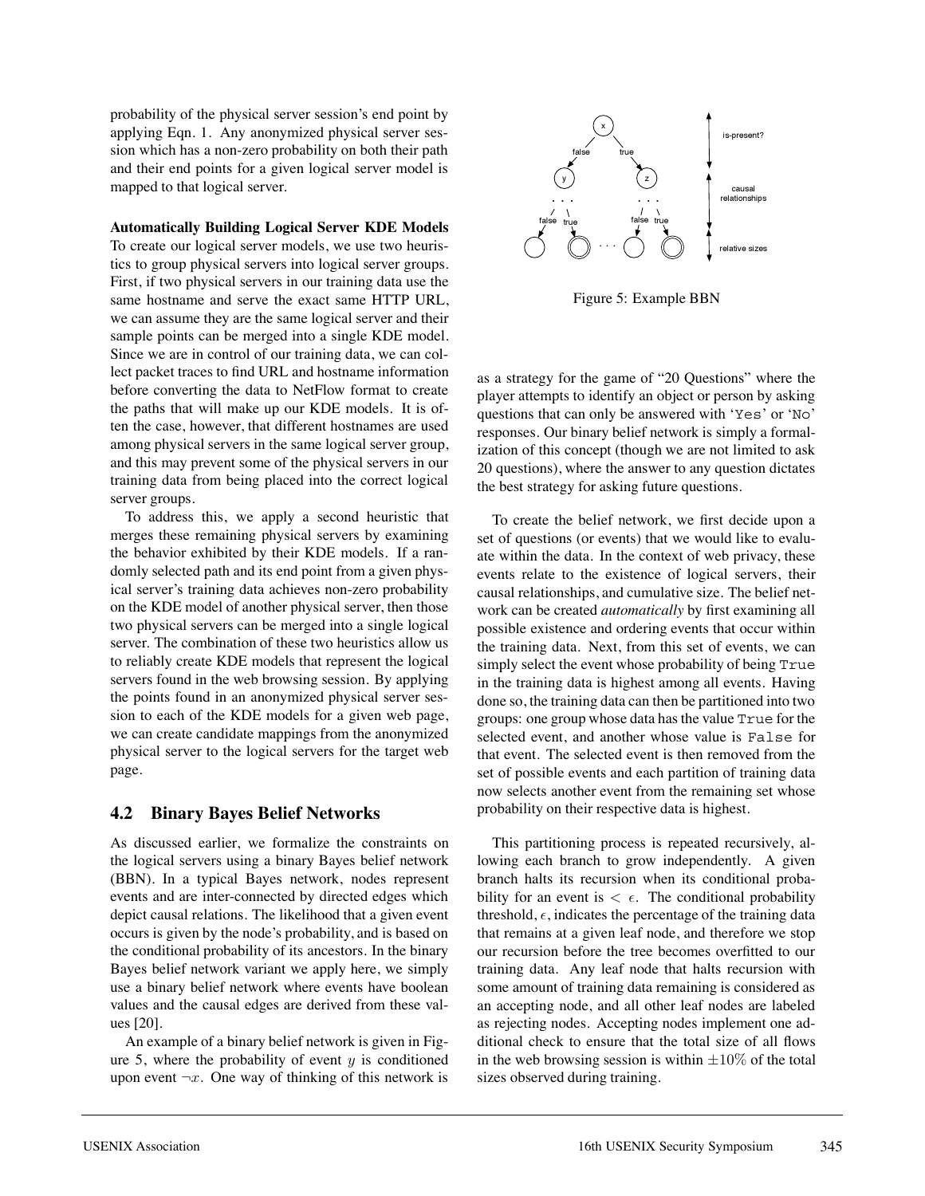probability of the physical server session's end point by applying Eqn. 1. Any anonymized physical server session which has a non-zero probability on both their path and their end points for a given logical server model is mapped to that logical server.

**Automatically Building Logical Server KDE Models** To create our logical server models, we use two heuristics to group physical servers into logical server groups. First, if two physical servers in our training data use the same hostname and serve the exact same HTTP URL, we can assume they are the same logical server and their sample points can be merged into a single KDE model. Since we are in control of our training data, we can collect packet traces to find URL and hostname information before converting the data to NetFlow format to create the paths that will make up our KDE models. It is often the case, however, that different hostnames are used among physical servers in the same logical server group, and this may prevent some of the physical servers in our training data from being placed into the correct logical server groups.

To address this, we apply a second heuristic that merges these remaining physical servers by examining the behavior exhibited by their KDE models. If a randomly selected path and its end point from a given physical server's training data achieves non-zero probability on the KDE model of another physical server, then those two physical servers can be merged into a single logical server. The combination of these two heuristics allow us to reliably create KDE models that represent the logical servers found in the web browsing session. By applying the points found in an anonymized physical server session to each of the KDE models for a given web page, we can create candidate mappings from the anonymized physical server to the logical servers for the target web page.

## 4.2 Binary Bayes Belief Networks

As discussed earlier, we formalize the constraints on the logical servers using a binary Bayes belief network (BBN). In a typical Bayes network, nodes represent events and are inter-connected by directed edges which depict causal relations. The likelihood that a given event occurs is given by the node's probability, and is based on the conditional probability of its ancestors. In the binary Bayes belief network variant we apply here, we simply use a binary belief network where events have boolean values and the causal edges are derived from these values [20].

An example of a binary belief network is given in Figure 5, where the probability of event $y$ is conditioned upon event $\neg x$. One way of thinking of this network is as a strategy for the game of "20 Questions" where the player attempts to identify an object or person by asking questions that can only be answered with 'Yes' or 'No' responses. Our binary belief network is simply a formalization of this concept (though we are not limited to ask 20 questions), where the answer to any question dictates the best strategy for asking future questions.

Figure 5: Example BBN

To create the belief network, we first decide upon a set of questions (or events) that we would like to evaluate within the data. In the context of web privacy, these events relate to the existence of logical servers, their causal relationships, and cumulative size. The belief network can be created *automatically* by first examining all possible existence and ordering events that occur within the training data. Next, from this set of events, we can simply select the event whose probability of being True in the training data is highest among all events. Having done so, the training data can then be partitioned into two groups: one group whose data has the value True for the selected event, and another whose value is False for that event. The selected event is then removed from the set of possible events and each partition of training data now selects another event from the remaining set whose probability on their respective data is highest.

This partitioning process is repeated recursively, allowing each branch to grow independently. A given branch halts its recursion when its conditional probability for an event is $< \epsilon$. The conditional probability threshold, $\epsilon$, indicates the percentage of the training data that remains at a given leaf node, and therefore we stop our recursion before the tree becomes overfitted to our training data. Any leaf node that halts recursion with some amount of training data remaining is considered as an accepting node, and all other leaf nodes are labeled as rejecting nodes. Accepting nodes implement one additional check to ensure that the total size of all flows in the web browsing session is within $\pm 10\%$ of the total sizes observed during training.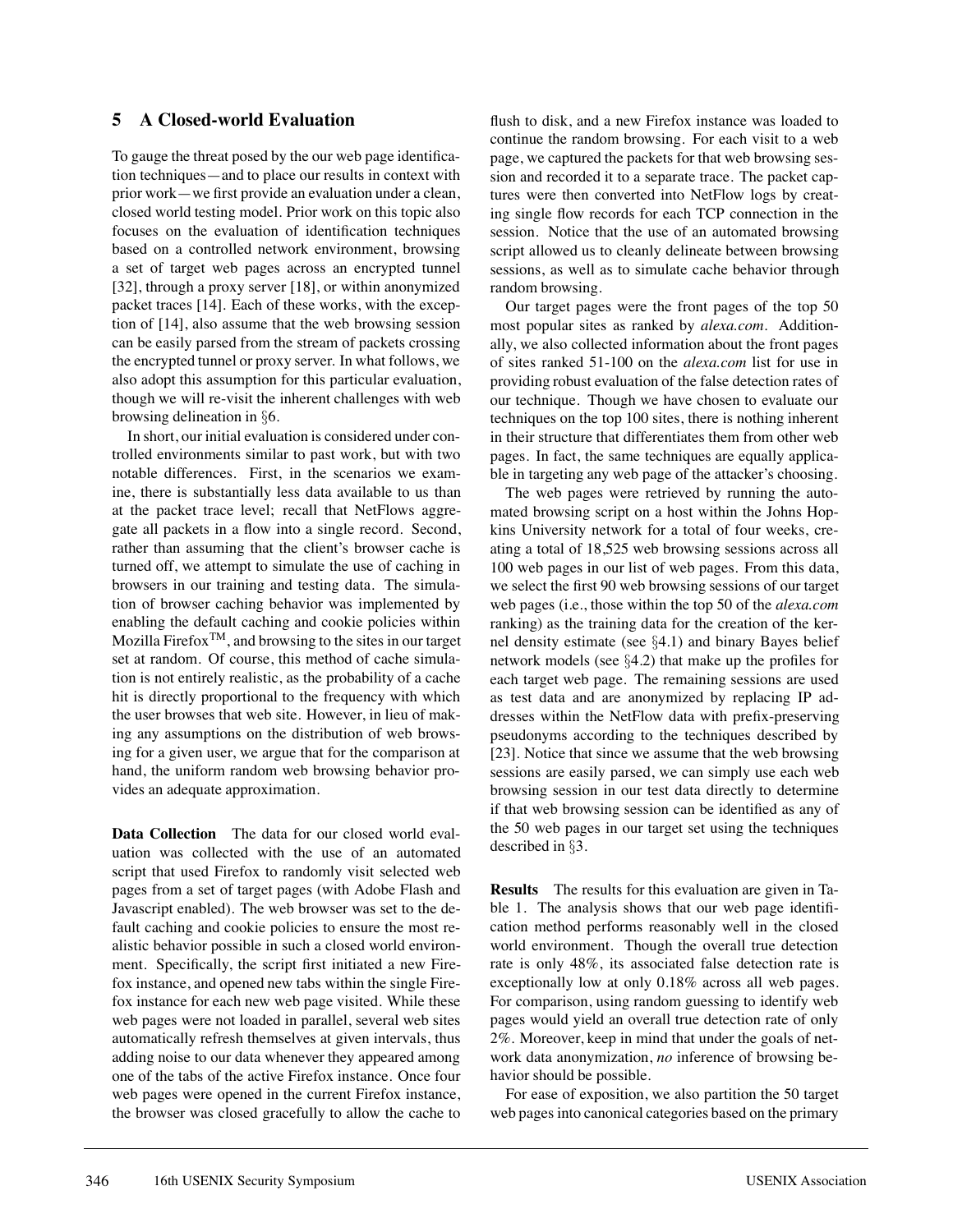## 5 A Closed-world Evaluation

To gauge the threat posed by the our web page identification techniques—and to place our results in context with prior work—we first provide an evaluation under a clean, closed world testing model. Prior work on this topic also focuses on the evaluation of identification techniques based on a controlled network environment, browsing a set of target web pages across an encrypted tunnel [32], through a proxy server [18], or within anonymized packet traces [14]. Each of these works, with the exception of [14], also assume that the web browsing session can be easily parsed from the stream of packets crossing the encrypted tunnel or proxy server. In what follows, we also adopt this assumption for this particular evaluation, though we will re-visit the inherent challenges with web browsing delineation in §6.

In short, our initial evaluation is considered under controlled environments similar to past work, but with two notable differences. First, in the scenarios we examine, there is substantially less data available to us than at the packet trace level; recall that NetFlows aggregate all packets in a flow into a single record. Second, rather than assuming that the client's browser cache is turned off, we attempt to simulate the use of caching in browsers in our training and testing data. The simulation of browser caching behavior was implemented by enabling the default caching and cookie policies within Mozilla Firefox™, and browsing to the sites in our target set at random. Of course, this method of cache simulation is not entirely realistic, as the probability of a cache hit is directly proportional to the frequency with which the user browses that web site. However, in lieu of making any assumptions on the distribution of web browsing for a given user, we argue that for the comparison at hand, the uniform random web browsing behavior provides an adequate approximation.

**Data Collection** The data for our closed world evaluation was collected with the use of an automated script that used Firefox to randomly visit selected web pages from a set of target pages (with Adobe Flash and Javascript enabled). The web browser was set to the default caching and cookie policies to ensure the most realistic behavior possible in such a closed world environment. Specifically, the script first initiated a new Firefox instance, and opened new tabs within the single Firefox instance for each new web page visited. While these web pages were not loaded in parallel, several web sites automatically refresh themselves at given intervals, thus adding noise to our data whenever they appeared among one of the tabs of the active Firefox instance. Once four web pages were opened in the current Firefox instance, the browser was closed gracefully to allow the cache to flush to disk, and a new Firefox instance was loaded to continue the random browsing. For each visit to a web page, we captured the packets for that web browsing session and recorded it to a separate trace. The packet captures were then converted into NetFlow logs by creating single flow records for each TCP connection in the session. Notice that the use of an automated browsing script allowed us to cleanly delineate between browsing sessions, as well as to simulate cache behavior through random browsing.

Our target pages were the front pages of the top 50 most popular sites as ranked by *alexa.com*. Additionally, we also collected information about the front pages of sites ranked 51-100 on the *alexa.com* list for use in providing robust evaluation of the false detection rates of our technique. Though we have chosen to evaluate our techniques on the top 100 sites, there is nothing inherent in their structure that differentiates them from other web pages. In fact, the same techniques are equally applicable in targeting any web page of the attacker's choosing.

The web pages were retrieved by running the automated browsing script on a host within the Johns Hopkins University network for a total of four weeks, creating a total of 18,525 web browsing sessions across all 100 web pages in our list of web pages. From this data, we select the first 90 web browsing sessions of our target web pages (i.e., those within the top 50 of the *alexa.com* ranking) as the training data for the creation of the kernel density estimate (see §4.1) and binary Bayes belief network models (see §4.2) that make up the profiles for each target web page. The remaining sessions are used as test data and are anonymized by replacing IP addresses within the NetFlow data with prefix-preserving pseudonyms according to the techniques described by [23]. Notice that since we assume that the web browsing sessions are easily parsed, we can simply use each web browsing session in our test data directly to determine if that web browsing session can be identified as any of the 50 web pages in our target set using the techniques described in §3.

**Results** The results for this evaluation are given in Table 1. The analysis shows that our web page identification method performs reasonably well in the closed world environment. Though the overall true detection rate is only 48%, its associated false detection rate is exceptionally low at only 0.18% across all web pages. For comparison, using random guessing to identify web pages would yield an overall true detection rate of only 2%. Moreover, keep in mind that under the goals of network data anonymization, *no* inference of browsing behavior should be possible.

For ease of exposition, we also partition the 50 target web pages into canonical categories based on the primary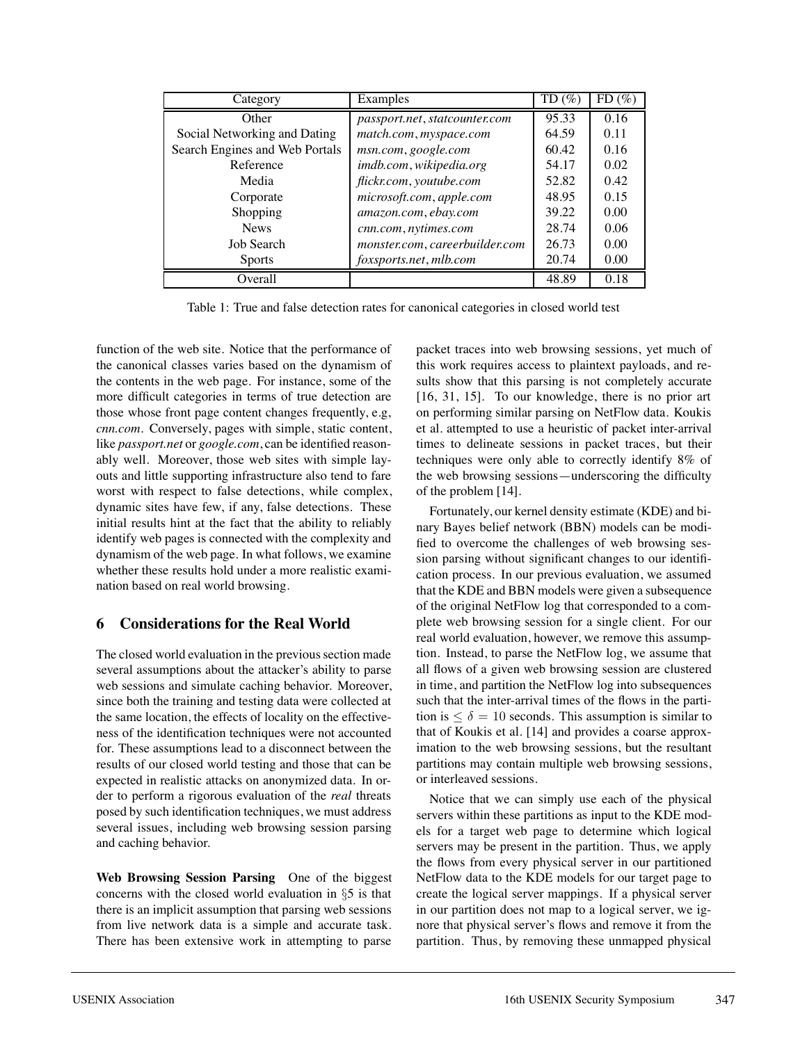| Category | Examples | TD (%) | FD (%) |
|---|---|---|---|
| Other | *passport.net*, *statcounter.com* | 95.33 | 0.16 |
| Social Networking and Dating | *match.com*, *myspace.com* | 64.59 | 0.11 |
| Search Engines and Web Portals | *msn.com*, *google.com* | 60.42 | 0.16 |
| Reference | *imdb.com*, *wikipedia.org* | 54.17 | 0.02 |
| Media | *flickr.com*, *youtube.com* | 52.82 | 0.42 |
| Corporate | *microsoft.com*, *apple.com* | 48.95 | 0.15 |
| Shopping | *amazon.com*, *ebay.com* | 39.22 | 0.00 |
| News | *cnn.com*, *nytimes.com* | 28.74 | 0.06 |
| Job Search | *monster.com*, *careerbuilder.com* | 26.73 | 0.00 |
| Sports | *foxsports.net*, *mlb.com* | 20.74 | 0.00 |
| Overall | | 48.89 | 0.18 |

Table 1: True and false detection rates for canonical categories in closed world test

function of the web site. Notice that the performance of the canonical classes varies based on the dynamism of the contents in the web page. For instance, some of the more difficult categories in terms of true detection are those whose front page content changes frequently, e.g, *cnn.com*. Conversely, pages with simple, static content, like *passport.net* or *google.com*, can be identified reasonably well. Moreover, those web sites with simple layouts and little supporting infrastructure also tend to fare worst with respect to false detections, while complex, dynamic sites have few, if any, false detections. These initial results hint at the fact that the ability to reliably identify web pages is connected with the complexity and dynamism of the web page. In what follows, we examine whether these results hold under a more realistic examination based on real world browsing.

## 6 Considerations for the Real World

The closed world evaluation in the previous section made several assumptions about the attacker's ability to parse web sessions and simulate caching behavior. Moreover, since both the training and testing data were collected at the same location, the effects of locality on the effectiveness of the identification techniques were not accounted for. These assumptions lead to a disconnect between the results of our closed world testing and those that can be expected in realistic attacks on anonymized data. In order to perform a rigorous evaluation of the *real* threats posed by such identification techniques, we must address several issues, including web browsing session parsing and caching behavior.

**Web Browsing Session Parsing** One of the biggest concerns with the closed world evaluation in §5 is that there is an implicit assumption that parsing web sessions from live network data is a simple and accurate task. There has been extensive work in attempting to parse packet traces into web browsing sessions, yet much of this work requires access to plaintext payloads, and results show that this parsing is not completely accurate [16, 31, 15]. To our knowledge, there is no prior art on performing similar parsing on NetFlow data. Koukis et al. attempted to use a heuristic of packet inter-arrival times to delineate sessions in packet traces, but their techniques were only able to correctly identify 8% of the web browsing sessions—underscoring the difficulty of the problem [14].

Fortunately, our kernel density estimate (KDE) and binary Bayes belief network (BBN) models can be modified to overcome the challenges of web browsing session parsing without significant changes to our identification process. In our previous evaluation, we assumed that the KDE and BBN models were given a subsequence of the original NetFlow log that corresponded to a complete web browsing session for a single client. For our real world evaluation, however, we remove this assumption. Instead, to parse the NetFlow log, we assume that all flows of a given web browsing session are clustered in time, and partition the NetFlow log into subsequences such that the inter-arrival times of the flows in the partition is $\leq \delta = 10$ seconds. This assumption is similar to that of Koukis et al. [14] and provides a coarse approximation to the web browsing sessions, but the resultant partitions may contain multiple web browsing sessions, or interleaved sessions.

Notice that we can simply use each of the physical servers within these partitions as input to the KDE models for a target web page to determine which logical servers may be present in the partition. Thus, we apply the flows from every physical server in our partitioned NetFlow data to the KDE models for our target page to create the logical server mappings. If a physical server in our partition does not map to a logical server, we ignore that physical server's flows and remove it from the partition. Thus, by removing these unmapped physical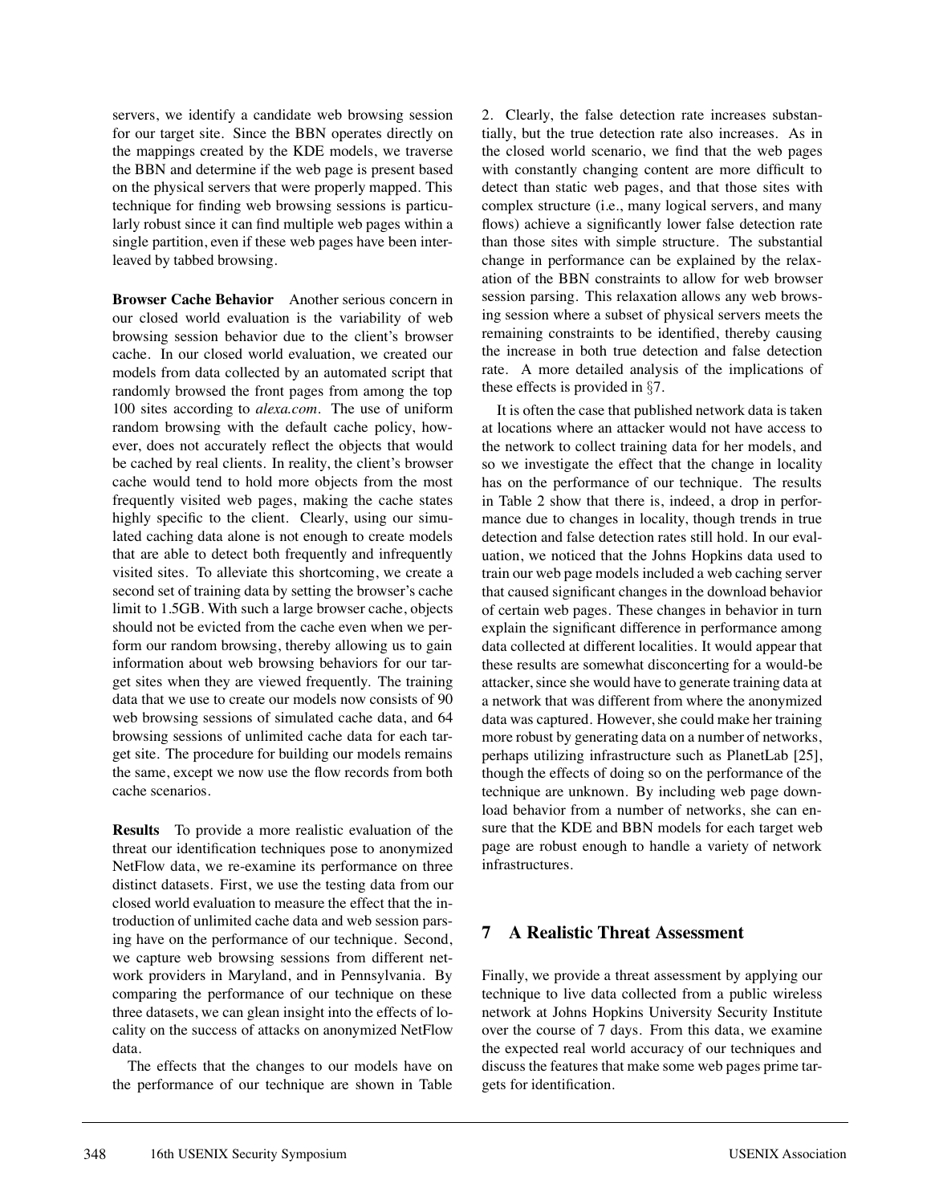servers, we identify a candidate web browsing session for our target site. Since the BBN operates directly on the mappings created by the KDE models, we traverse the BBN and determine if the web page is present based on the physical servers that were properly mapped. This technique for finding web browsing sessions is particularly robust since it can find multiple web pages within a single partition, even if these web pages have been interleaved by tabbed browsing.

**Browser Cache Behavior** Another serious concern in our closed world evaluation is the variability of web browsing session behavior due to the client's browser cache. In our closed world evaluation, we created our models from data collected by an automated script that randomly browsed the front pages from among the top 100 sites according to *alexa.com*. The use of uniform random browsing with the default cache policy, however, does not accurately reflect the objects that would be cached by real clients. In reality, the client's browser cache would tend to hold more objects from the most frequently visited web pages, making the cache states highly specific to the client. Clearly, using our simulated caching data alone is not enough to create models that are able to detect both frequently and infrequently visited sites. To alleviate this shortcoming, we create a second set of training data by setting the browser's cache limit to 1.5GB. With such a large browser cache, objects should not be evicted from the cache even when we perform our random browsing, thereby allowing us to gain information about web browsing behaviors for our target sites when they are viewed frequently. The training data that we use to create our models now consists of 90 web browsing sessions of simulated cache data, and 64 browsing sessions of unlimited cache data for each target site. The procedure for building our models remains the same, except we now use the flow records from both cache scenarios.

**Results** To provide a more realistic evaluation of the threat our identification techniques pose to anonymized NetFlow data, we re-examine its performance on three distinct datasets. First, we use the testing data from our closed world evaluation to measure the effect that the introduction of unlimited cache data and web session parsing have on the performance of our technique. Second, we capture web browsing sessions from different network providers in Maryland, and in Pennsylvania. By comparing the performance of our technique on these three datasets, we can glean insight into the effects of locality on the success of attacks on anonymized NetFlow data.

The effects that the changes to our models have on the performance of our technique are shown in Table 2. Clearly, the false detection rate increases substantially, but the true detection rate also increases. As in the closed world scenario, we find that the web pages with constantly changing content are more difficult to detect than static web pages, and that those sites with complex structure (i.e., many logical servers, and many flows) achieve a significantly lower false detection rate than those sites with simple structure. The substantial change in performance can be explained by the relaxation of the BBN constraints to allow for web browser session parsing. This relaxation allows any web browsing session where a subset of physical servers meets the remaining constraints to be identified, thereby causing the increase in both true detection and false detection rate. A more detailed analysis of the implications of these effects is provided in §7.

It is often the case that published network data is taken at locations where an attacker would not have access to the network to collect training data for her models, and so we investigate the effect that the change in locality has on the performance of our technique. The results in Table 2 show that there is, indeed, a drop in performance due to changes in locality, though trends in true detection and false detection rates still hold. In our evaluation, we noticed that the Johns Hopkins data used to train our web page models included a web caching server that caused significant changes in the download behavior of certain web pages. These changes in behavior in turn explain the significant difference in performance among data collected at different localities. It would appear that these results are somewhat disconcerting for a would-be attacker, since she would have to generate training data at a network that was different from where the anonymized data was captured. However, she could make her training more robust by generating data on a number of networks, perhaps utilizing infrastructure such as PlanetLab [25], though the effects of doing so on the performance of the technique are unknown. By including web page download behavior from a number of networks, she can ensure that the KDE and BBN models for each target web page are robust enough to handle a variety of network infrastructures.

## 7 A Realistic Threat Assessment

Finally, we provide a threat assessment by applying our technique to live data collected from a public wireless network at Johns Hopkins University Security Institute over the course of 7 days. From this data, we examine the expected real world accuracy of our techniques and discuss the features that make some web pages prime targets for identification.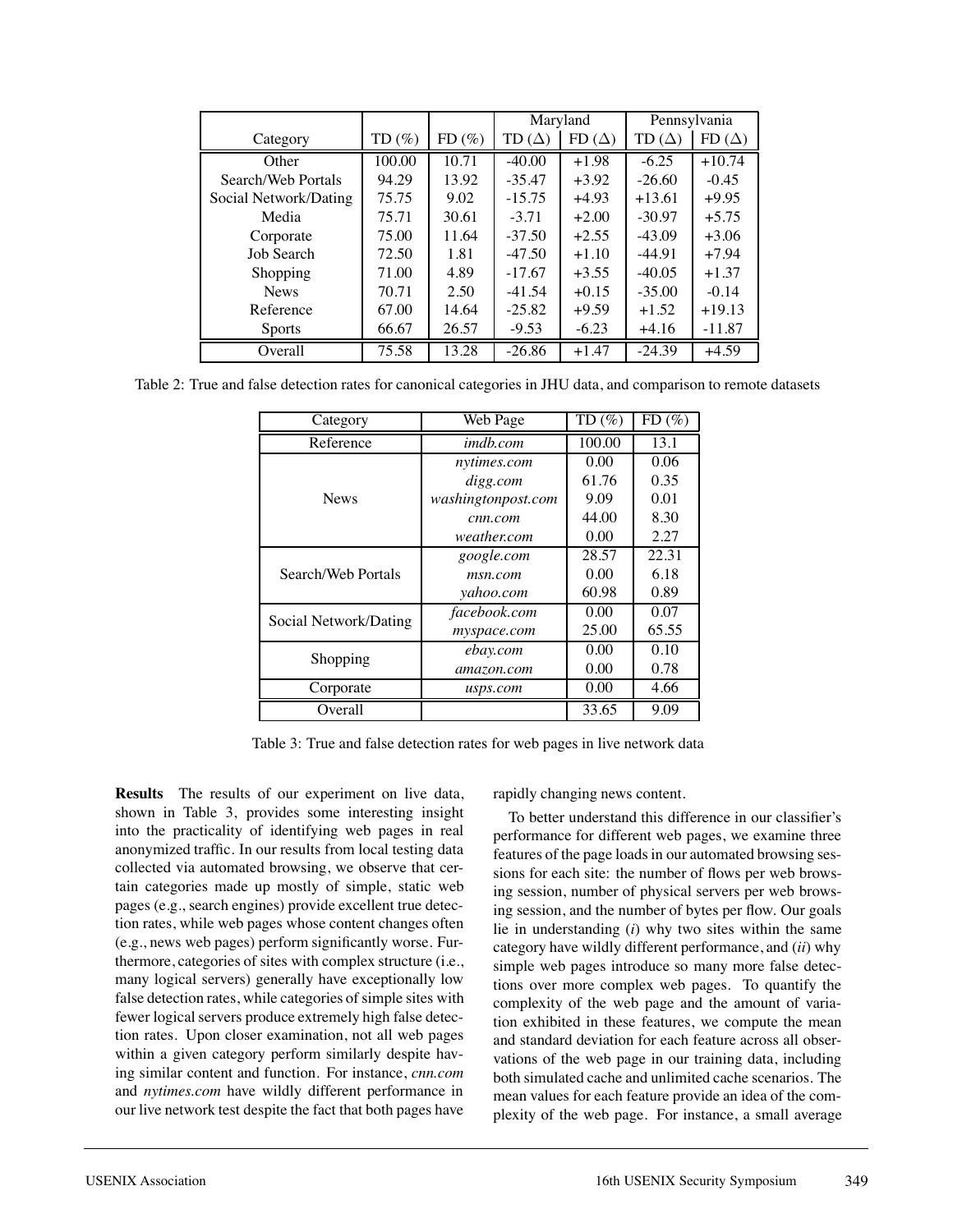| Category | TD (%) | FD (%) | Maryland | | Pennsylvania | |
|---|---|---|---|---|---|---|
| | | | TD (Δ) | FD (Δ) | TD (Δ) | FD (Δ) |
| Other | 100.00 | 10.71 | -40.00 | +1.98 | -6.25 | +10.74 |
| Search/Web Portals | 94.29 | 13.92 | -35.47 | +3.92 | -26.60 | -0.45 |
| Social Network/Dating | 75.75 | 9.02 | -15.75 | +4.93 | +13.61 | +9.95 |
| Media | 75.71 | 30.61 | -3.71 | +2.00 | -30.97 | +5.75 |
| Corporate | 75.00 | 11.64 | -37.50 | +2.55 | -43.09 | +3.06 |
| Job Search | 72.50 | 1.81 | -47.50 | +1.10 | -44.91 | +7.94 |
| Shopping | 71.00 | 4.89 | -17.67 | +3.55 | -40.05 | +1.37 |
| News | 70.71 | 2.50 | -41.54 | +0.15 | -35.00 | -0.14 |
| Reference | 67.00 | 14.64 | -25.82 | +9.59 | +1.52 | +19.13 |
| Sports | 66.67 | 26.57 | -9.53 | -6.23 | +4.16 | -11.87 |
| Overall | 75.58 | 13.28 | -26.86 | +1.47 | -24.39 | +4.59 |

Table 2: True and false detection rates for canonical categories in JHU data, and comparison to remote datasets

| Category | Web Page | TD (%) | FD (%) |
|---|---|---|---|
| Reference | *imdb.com* | 100.00 | 13.1 |
| News | *nytimes.com* | 0.00 | 0.06 |
| | *digg.com* | 61.76 | 0.35 |
| | *washingtonpost.com* | 9.09 | 0.01 |
| | *cnn.com* | 44.00 | 8.30 |
| | *weather.com* | 0.00 | 2.27 |
| Search/Web Portals | *google.com* | 28.57 | 22.31 |
| | *msn.com* | 0.00 | 6.18 |
| | *yahoo.com* | 60.98 | 0.89 |
| Social Network/Dating | *facebook.com* | 0.00 | 0.07 |
| | *myspace.com* | 25.00 | 65.55 |
| Shopping | *ebay.com* | 0.00 | 0.10 |
| | *amazon.com* | 0.00 | 0.78 |
| Corporate | *usps.com* | 0.00 | 4.66 |
| Overall | | 33.65 | 9.09 |

Table 3: True and false detection rates for web pages in live network data

**Results** The results of our experiment on live data, shown in Table 3, provides some interesting insight into the practicality of identifying web pages in real anonymized traffic. In our results from local testing data collected via automated browsing, we observe that certain categories made up mostly of simple, static web pages (e.g., search engines) provide excellent true detection rates, while web pages whose content changes often (e.g., news web pages) perform significantly worse. Furthermore, categories of sites with complex structure (i.e., many logical servers) generally have exceptionally low false detection rates, while categories of simple sites with fewer logical servers produce extremely high false detection rates. Upon closer examination, not all web pages within a given category perform similarly despite having similar content and function. For instance, *cnn.com* and *nytimes.com* have wildly different performance in our live network test despite the fact that both pages have rapidly changing news content.

To better understand this difference in our classifier's performance for different web pages, we examine three features of the page loads in our automated browsing sessions for each site: the number of flows per web browsing session, number of physical servers per web browsing session, and the number of bytes per flow. Our goals lie in understanding (*i*) why two sites within the same category have wildly different performance, and (*ii*) why simple web pages introduce so many more false detections over more complex web pages. To quantify the complexity of the web page and the amount of variation exhibited in these features, we compute the mean and standard deviation for each feature across all observations of the web page in our training data, including both simulated cache and unlimited cache scenarios. The mean values for each feature provide an idea of the complexity of the web page. For instance, a small average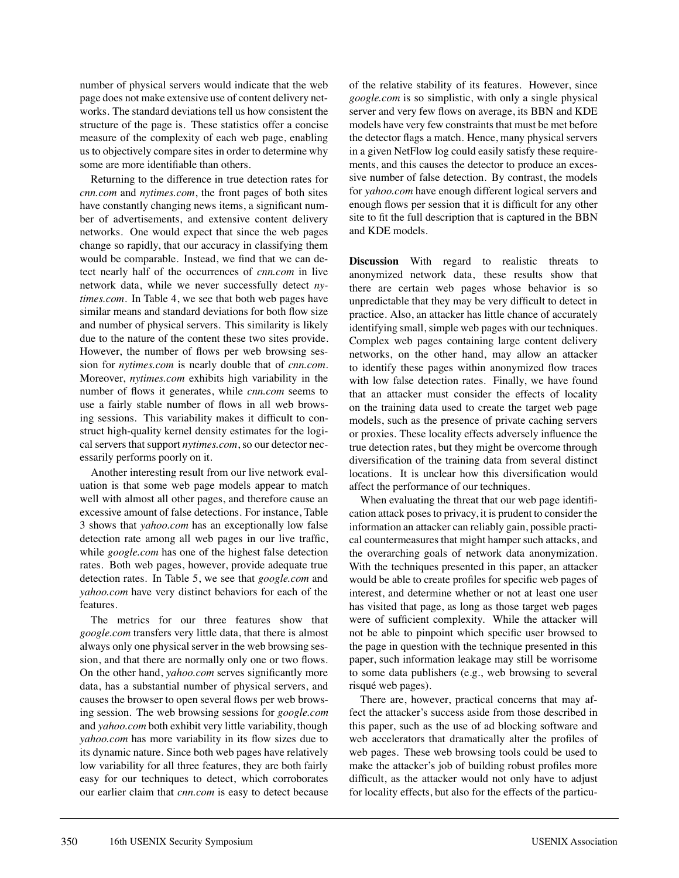number of physical servers would indicate that the web page does not make extensive use of content delivery networks. The standard deviations tell us how consistent the structure of the page is. These statistics offer a concise measure of the complexity of each web page, enabling us to objectively compare sites in order to determine why some are more identifiable than others.

Returning to the difference in true detection rates for *cnn.com* and *nytimes.com*, the front pages of both sites have constantly changing news items, a significant number of advertisements, and extensive content delivery networks. One would expect that since the web pages change so rapidly, that our accuracy in classifying them would be comparable. Instead, we find that we can detect nearly half of the occurrences of *cnn.com* in live network data, while we never successfully detect *nytimes.com*. In Table 4, we see that both web pages have similar means and standard deviations for both flow size and number of physical servers. This similarity is likely due to the nature of the content these two sites provide. However, the number of flows per web browsing session for *nytimes.com* is nearly double that of *cnn.com*. Moreover, *nytimes.com* exhibits high variability in the number of flows it generates, while *cnn.com* seems to use a fairly stable number of flows in all web browsing sessions. This variability makes it difficult to construct high-quality kernel density estimates for the logical servers that support *nytimes.com*, so our detector necessarily performs poorly on it.

Another interesting result from our live network evaluation is that some web page models appear to match well with almost all other pages, and therefore cause an excessive amount of false detections. For instance, Table 3 shows that *yahoo.com* has an exceptionally low false detection rate among all web pages in our live traffic, while *google.com* has one of the highest false detection rates. Both web pages, however, provide adequate true detection rates. In Table 5, we see that *google.com* and *yahoo.com* have very distinct behaviors for each of the features.

The metrics for our three features show that *google.com* transfers very little data, that there is almost always only one physical server in the web browsing session, and that there are normally only one or two flows. On the other hand, *yahoo.com* serves significantly more data, has a substantial number of physical servers, and causes the browser to open several flows per web browsing session. The web browsing sessions for *google.com* and *yahoo.com* both exhibit very little variability, though *yahoo.com* has more variability in its flow sizes due to its dynamic nature. Since both web pages have relatively low variability for all three features, they are both fairly easy for our techniques to detect, which corroborates our earlier claim that *cnn.com* is easy to detect because of the relative stability of its features. However, since *google.com* is so simplistic, with only a single physical server and very few flows on average, its BBN and KDE models have very few constraints that must be met before the detector flags a match. Hence, many physical servers in a given NetFlow log could easily satisfy these requirements, and this causes the detector to produce an excessive number of false detection. By contrast, the models for *yahoo.com* have enough different logical servers and enough flows per session that it is difficult for any other site to fit the full description that is captured in the BBN and KDE models.

**Discussion** With regard to realistic threats to anonymized network data, these results show that there are certain web pages whose behavior is so unpredictable that they may be very difficult to detect in practice. Also, an attacker has little chance of accurately identifying small, simple web pages with our techniques. Complex web pages containing large content delivery networks, on the other hand, may allow an attacker to identify these pages within anonymized flow traces with low false detection rates. Finally, we have found that an attacker must consider the effects of locality on the training data used to create the target web page models, such as the presence of private caching servers or proxies. These locality effects adversely influence the true detection rates, but they might be overcome through diversification of the training data from several distinct locations. It is unclear how this diversification would affect the performance of our techniques.

When evaluating the threat that our web page identification attack poses to privacy, it is prudent to consider the information an attacker can reliably gain, possible practical countermeasures that might hamper such attacks, and the overarching goals of network data anonymization. With the techniques presented in this paper, an attacker would be able to create profiles for specific web pages of interest, and determine whether or not at least one user has visited that page, as long as those target web pages were of sufficient complexity. While the attacker will not be able to pinpoint which specific user browsed to the page in question with the technique presented in this paper, such information leakage may still be worrisome to some data publishers (e.g., web browsing to several risqué web pages).

There are, however, practical concerns that may affect the attacker's success aside from those described in this paper, such as the use of ad blocking software and web accelerators that dramatically alter the profiles of web pages. These web browsing tools could be used to make the attacker's job of building robust profiles more difficult, as the attacker would not only have to adjust for locality effects, but also for the effects of the particu-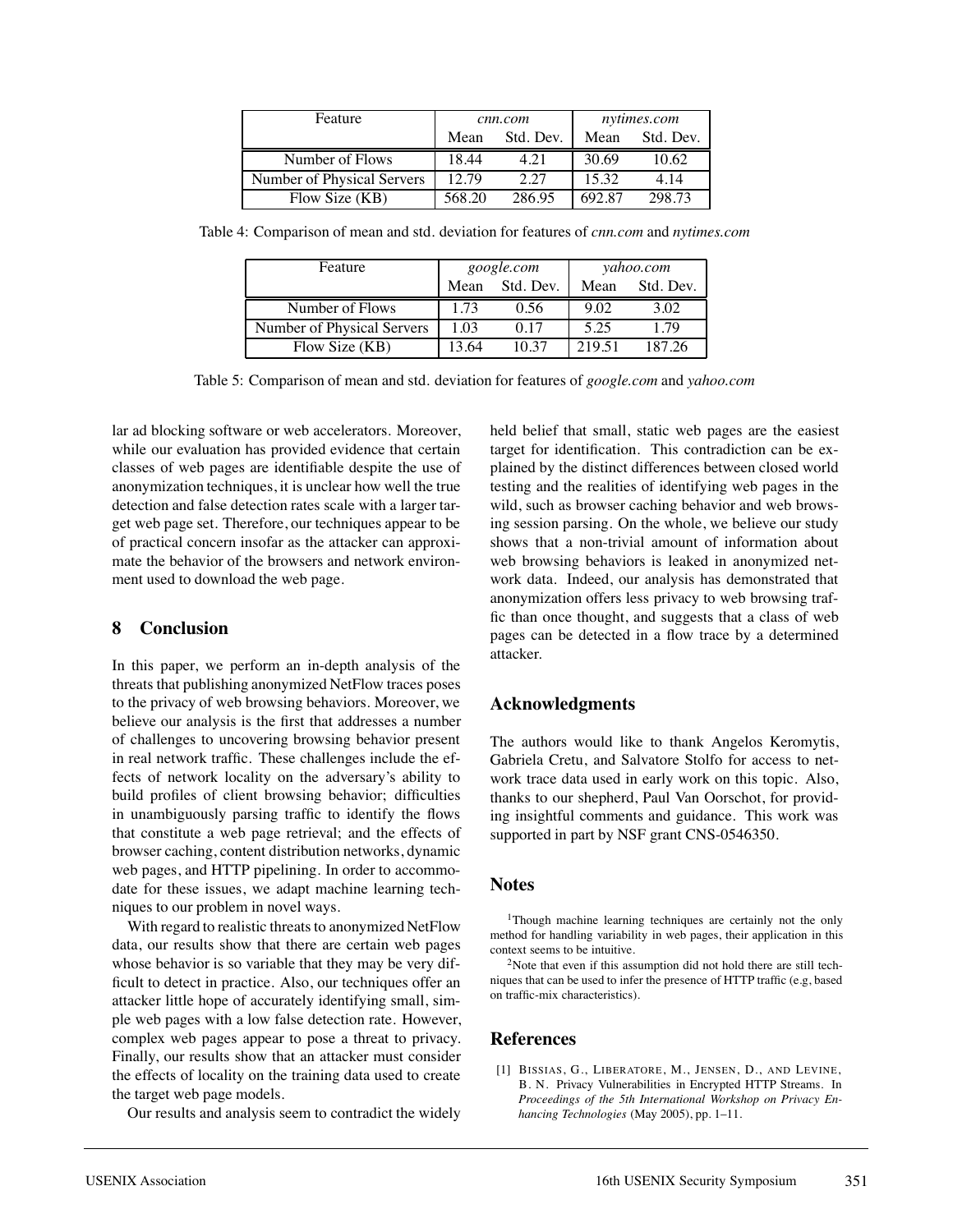| Feature | *cnn.com* | | *nytimes.com* | |
|---|---|---|---|---|
| | Mean | Std. Dev. | Mean | Std. Dev. |
| Number of Flows | 18.44 | 4.21 | 30.69 | 10.62 |
| Number of Physical Servers | 12.79 | 2.27 | 15.32 | 4.14 |
| Flow Size (KB) | 568.20 | 286.95 | 692.87 | 298.73 |

Table 4: Comparison of mean and std. deviation for features of *cnn.com* and *nytimes.com*

| Feature | *google.com* | | *yahoo.com* | |
|---|---|---|---|---|
| | Mean | Std. Dev. | Mean | Std. Dev. |
| Number of Flows | 1.73 | 0.56 | 9.02 | 3.02 |
| Number of Physical Servers | 1.03 | 0.17 | 5.25 | 1.79 |
| Flow Size (KB) | 13.64 | 10.37 | 219.51 | 187.26 |

Table 5: Comparison of mean and std. deviation for features of *google.com* and *yahoo.com*

lar ad blocking software or web accelerators. Moreover, while our evaluation has provided evidence that certain classes of web pages are identifiable despite the use of anonymization techniques, it is unclear how well the true detection and false detection rates scale with a larger target web page set. Therefore, our techniques appear to be of practical concern insofar as the attacker can approximate the behavior of the browsers and network environment used to download the web page.

## 8 Conclusion

In this paper, we perform an in-depth analysis of the threats that publishing anonymized NetFlow traces poses to the privacy of web browsing behaviors. Moreover, we believe our analysis is the first that addresses a number of challenges to uncovering browsing behavior present in real network traffic. These challenges include the effects of network locality on the adversary's ability to build profiles of client browsing behavior; difficulties in unambiguously parsing traffic to identify the flows that constitute a web page retrieval; and the effects of browser caching, content distribution networks, dynamic web pages, and HTTP pipelining. In order to accommodate for these issues, we adapt machine learning techniques to our problem in novel ways.

With regard to realistic threats to anonymized NetFlow data, our results show that there are certain web pages whose behavior is so variable that they may be very difficult to detect in practice. Also, our techniques offer an attacker little hope of accurately identifying small, simple web pages with a low false detection rate. However, complex web pages appear to pose a threat to privacy. Finally, our results show that an attacker must consider the effects of locality on the training data used to create the target web page models.

Our results and analysis seem to contradict the widely held belief that small, static web pages are the easiest target for identification. This contradiction can be explained by the distinct differences between closed world testing and the realities of identifying web pages in the wild, such as browser caching behavior and web browsing session parsing. On the whole, we believe our study shows that a non-trivial amount of information about web browsing behaviors is leaked in anonymized network data. Indeed, our analysis has demonstrated that anonymization offers less privacy to web browsing traffic than once thought, and suggests that a class of web pages can be detected in a flow trace by a determined attacker.

## Acknowledgments

The authors would like to thank Angelos Keromytis, Gabriela Cretu, and Salvatore Stolfo for access to network trace data used in early work on this topic. Also, thanks to our shepherd, Paul Van Oorschot, for providing insightful comments and guidance. This work was supported in part by NSF grant CNS-0546350.

## Notes

[1]Though machine learning techniques are certainly not the only method for handling variability in web pages, their application in this context seems to be intuitive.

[2]Note that even if this assumption did not hold there are still techniques that can be used to infer the presence of HTTP traffic (e.g, based on traffic-mix characteristics).

## References

[1] Bissias, G., Liberatore, M., Jensen, D., and Levine, B. N. Privacy Vulnerabilities in Encrypted HTTP Streams. In *Proceedings of the 5th International Workshop on Privacy Enhancing Technologies* (May 2005), pp. 1–11.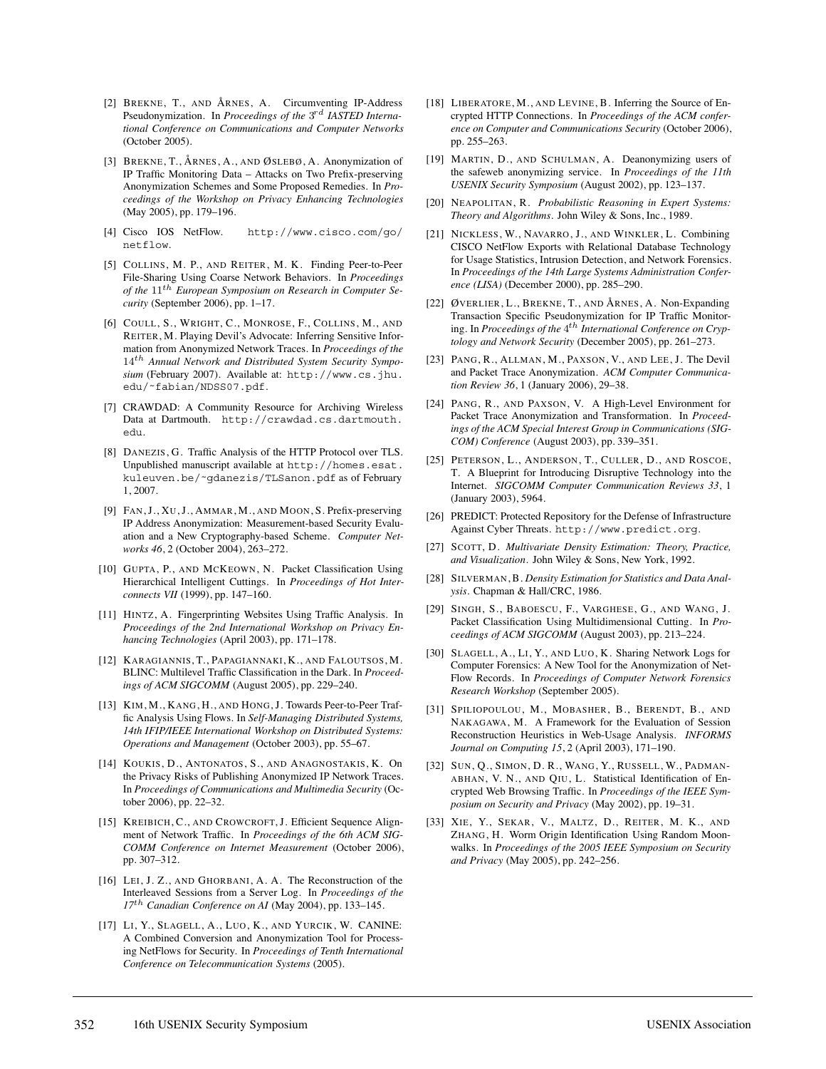[2] Brekne, T., and Årnes, A. Circumventing IP-Address Pseudonymization. In *Proceedings of the* $3^{rd}$ *IASTED International Conference on Communications and Computer Networks* (October 2005).

[3] Brekne, T., Årnes, A., and Øslebø, A. Anonymization of IP Traffic Monitoring Data – Attacks on Two Prefix-preserving Anonymization Schemes and Some Proposed Remedies. In *Proceedings of the Workshop on Privacy Enhancing Technologies* (May 2005), pp. 179–196.

[4] Cisco IOS NetFlow. `http://www.cisco.com/go/netflow`.

[5] Collins, M. P., and Reiter, M. K. Finding Peer-to-Peer File-Sharing Using Coarse Network Behaviors. In *Proceedings of the* $11^{th}$ *European Symposium on Research in Computer Security* (September 2006), pp. 1–17.

[6] Coull, S., Wright, C., Monrose, F., Collins, M., and Reiter, M. Playing Devil's Advocate: Inferring Sensitive Information from Anonymized Network Traces. In *Proceedings of the* $14^{th}$ *Annual Network and Distributed System Symposium* (February 2007). Available at: `http://www.cs.jhu.edu/~fabian/NDSS07.pdf`.

[7] CRAWDAD: A Community Resource for Archiving Wireless Data at Dartmouth. `http://crawdad.cs.dartmouth.edu`.

[8] Danezis, G. Traffic Analysis of the HTTP Protocol over TLS. Unpublished manuscript available at `http://homes.esat.kuleuven.be/~gdanezis/TLSanon.pdf` as of February 1, 2007.

[9] Fan, J., Xu, J., Ammar, M., and Moon, S. Prefix-preserving IP Address Anonymization: Measurement-based Security Evaluation and a New Cryptography-based Scheme. *Computer Networks 46*, 2 (October 2004), 263–272.

[10] Gupta, P., and McKeown, N. Packet Classification Using Hierarchical Intelligent Cuttings. In *Proceedings of Hot Interconnects VII* (1999), pp. 147–160.

[11] Hintz, A. Fingerprinting Websites Using Traffic Analysis. In *Proceedings of the 2nd International Workshop on Privacy Enhancing Technologies* (April 2003), pp. 171–178.

[12] Karagiannis, T., Papagiannaki, K., and Faloutsos, M. BLINC: Multilevel Traffic Classification in the Dark. In *Proceedings of ACM SIGCOMM* (August 2005), pp. 229–240.

[13] Kim, M., Kang, H., and Hong, J. Towards Peer-to-Peer Traffic Analysis Using Flows. In *Self-Managing Distributed Systems, 14th IFIP/IEEE International Workshop on Distributed Systems: Operations and Management* (October 2003), pp. 55–67.

[14] Koukis, D., Antonatos, S., and Anagnostakis, K. On the Privacy Risks of Publishing Anonymized IP Network Traces. In *Proceedings of Communications and Multimedia Security* (October 2006), pp. 22–32.

[15] Kreibich, C., and Crowcroft, J. Efficient Sequence Alignment of Network Traffic. In *Proceedings of the 6th ACM SIGCOMM Conference on Internet Measurement* (October 2006), pp. 307–312.

[16] Lei, J. Z., and Ghorbani, A. A. The Reconstruction of the Interleaved Sessions from a Server Log. In *Proceedings of the* $17^{th}$ *Canadian Conference on AI* (May 2004), pp. 133–145.

[17] Li, Y., Slagell, A., Luo, K., and Yurcik, W. CANINE: A Combined Conversion and Anonymization Tool for Processing NetFlows for Security. In *Proceedings of Tenth International Conference on Telecommunication Systems* (2005).

[18] Liberatore, M., and Levine, B. Inferring the Source of Encrypted HTTP Connections. In *Proceedings of the ACM conference on Computer and Communications Security* (October 2006), pp. 255–263.

[19] Martin, D., and Schulman, A. Deanonymizing users of the safeweb anonymizing service. In *Proceedings of the 11th USENIX Security Symposium* (August 2002), pp. 123–137.

[20] Neapolitan, R. *Probabilistic Reasoning in Expert Systems: Theory and Algorithms*. John Wiley & Sons, Inc., 1989.

[21] Nickless, W., Navarro, J., and Winkler, L. Combining CISCO NetFlow Exports with Relational Database Technology for Usage Statistics, Intrusion Detection, and Network Forensics. In *Proceedings of the 14th Large Systems Administration Conference (LISA)* (December 2000), pp. 285–290.

[22] Øverlier, L., Brekne, T., and Årnes, A. Non-Expanding Transaction Specific Pseudonymization for IP Traffic Monitoring. In *Proceedings of the* $4^{th}$ *International Conference on Cryptology and Network Security* (December 2005), pp. 261–273.

[23] Pang, R., Allman, M., Paxson, V., and Lee, J. The Devil and Packet Trace Anonymization. *ACM Computer Communication Review 36*, 1 (January 2006), 29–38.

[24] Pang, R., and Paxson, V. A High-Level Environment for Packet Trace Anonymization and Transformation. In *Proceedings of the ACM Special Interest Group in Communications (SIGCOM) Conference* (August 2003), pp. 339–351.

[25] Peterson, L., Anderson, T., Culler, D., and Roscoe, T. A Blueprint for Introducing Disruptive Technology into the Internet. *SIGCOMM Computer Communication Reviews 33*, 1 (January 2003), 5964.

[26] PREDICT: Protected Repository for the Defense of Infrastructure Against Cyber Threats. `http://www.predict.org`.

[27] Scott, D. *Multivariate Density Estimation: Theory, Practice, and Visualization*. John Wiley & Sons, New York, 1992.

[28] Silverman, B. *Density Estimation for Statistics and Data Analysis*. Chapman & Hall/CRC, 1986.

[29] Singh, S., Baboescu, F., Varghese, G., and Wang, J. Packet Classification Using Multidimensional Cutting. In *Proceedings of ACM SIGCOMM* (August 2003), pp. 213–224.

[30] Slagell, A., Li, Y., and Luo, K. Sharing Network Logs for Computer Forensics: A New Tool for the Anonymization of NetFlow Records. In *Proceedings of Computer Network Forensics Research Workshop* (September 2005).

[31] Spiliopoulou, M., Mobasher, B., Berendt, B., and Nakagawa, M. A Framework for the Evaluation of Session Reconstruction Heuristics in Web-Usage Analysis. *INFORMS Journal on Computing 15*, 2 (April 2003), 171–190.

[32] Sun, Q., Simon, D. R., Wang, Y., Russell, W., Padmanabhan, V. N., and Qiu, L. Statistical Identification of Encrypted Web Browsing Traffic. In *Proceedings of the IEEE Symposium on Security and Privacy* (May 2002), pp. 19–31.

[33] Xie, Y., Sekar, V., Maltz, D., Reiter, M. K., and Zhang, H. Worm Origin Identification Using Random Moonwalks. In *Proceedings of the 2005 IEEE Symposium on Security and Privacy* (May 2005), pp. 242–256.